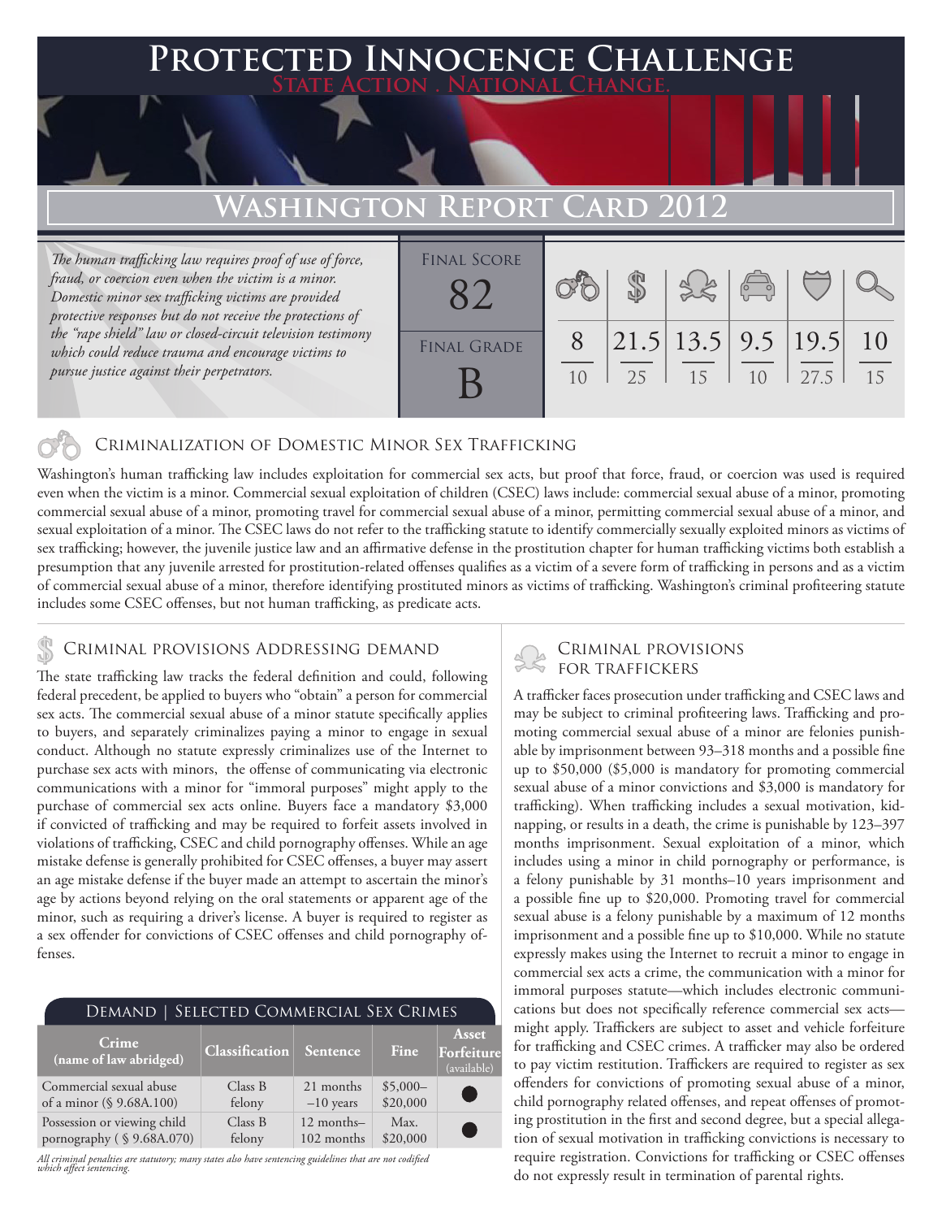# Protected Innocence Challenge

**State Action . National Change.**

# Washington Report Card 2012

*The human trafficking law requires proof of use of force, fraud, or coercion even when the victim is a minor. Domestic minor sex trafficking victims are provided protective responses but do not receive the protections of the "rape shield" law or closed-circuit television testimony which could reduce trauma and encourage victims to pursue justice against their perpetrators.*

| Final Score | | | | | | |
|---|---|---|---|---|---|---|
| 82 | 8/10 | 21.5/25 | 13.5/15 | 9.5/10 | 19.5/27.5 | 10/15 |
| **Final Grade** | | | | | | |
| B | | | | | | |

## Criminalization of Domestic Minor Sex Trafficking

Washington's human trafficking law includes exploitation for commercial sex acts, but proof that force, fraud, or coercion was used is required even when the victim is a minor. Commercial sexual exploitation of children (CSEC) laws include: commercial sexual abuse of a minor, promoting commercial sexual abuse of a minor, promoting travel for commercial sexual abuse of a minor, permitting commercial sexual abuse of a minor, and sexual exploitation of a minor. The CSEC laws do not refer to the trafficking statute to identify commercially sexually exploited minors as victims of sex trafficking; however, the juvenile justice law and an affirmative defense in the prostitution chapter for human trafficking victims both establish a presumption that any juvenile arrested for prostitution-related offenses qualifies as a victim of a severe form of trafficking in persons and as a victim of commercial sexual abuse of a minor, therefore identifying prostituted minors as victims of trafficking. Washington's criminal profiteering statute includes some CSEC offenses, but not human trafficking, as predicate acts.

## Criminal provisions Addressing demand

The state trafficking law tracks the federal definition and could, following federal precedent, be applied to buyers who "obtain" a person for commercial sex acts. The commercial sexual abuse of a minor statute specifically applies to buyers, and separately criminalizes paying a minor to engage in sexual conduct. Although no statute expressly criminalizes use of the Internet to purchase sex acts with minors, the offense of communicating via electronic communications with a minor for "immoral purposes" might apply to the purchase of commercial sex acts online. Buyers face a mandatory $3,000 if convicted of trafficking and may be required to forfeit assets involved in violations of trafficking, CSEC and child pornography offenses. While an age mistake defense is generally prohibited for CSEC offenses, a buyer may assert an age mistake defense if the buyer made an attempt to ascertain the minor's age by actions beyond relying on the oral statements or apparent age of the minor, such as requiring a driver's license. A buyer is required to register as a sex offender for convictions of CSEC offenses and child pornography offenses.

**Demand | Selected Commercial Sex Crimes**

| Crime (name of law abridged) | Classification | Sentence | Fine | Asset Forfeiture (available) |
|---|---|---|---|---|
| Commercial sexual abuse of a minor (§ 9.68A.100) | Class B felony | 21 months –10 years | $5,000–$20,000 | ● |
| Possession or viewing child pornography ( § 9.68A.070) | Class B felony | 12 months–102 months | Max. $20,000 | ● |

*All criminal penalties are statutory; many states also have sentencing guidelines that are not codified which affect sentencing.*

## Criminal provisions for traffickers

A trafficker faces prosecution under trafficking and CSEC laws and may be subject to criminal profiteering laws. Trafficking and promoting commercial sexual abuse of a minor are felonies punishable by imprisonment between 93–318 months and a possible fine up to $50,000 ($5,000 is mandatory for promoting commercial sexual abuse of a minor convictions and $3,000 is mandatory for trafficking). When trafficking includes a sexual motivation, kidnapping, or results in a death, the crime is punishable by 123–397 months imprisonment. Sexual exploitation of a minor, which includes using a minor in child pornography or performance, is a felony punishable by 31 months–10 years imprisonment and a possible fine up to $20,000. Promoting travel for commercial sexual abuse is a felony punishable by a maximum of 12 months imprisonment and a possible fine up to $10,000. While no statute expressly makes using the Internet to recruit a minor to engage in commercial sex acts a crime, the communication with a minor for immoral purposes statute—which includes electronic communications but does not specifically reference commercial sex acts—might apply. Traffickers are subject to asset and vehicle forfeiture for trafficking and CSEC crimes. A trafficker may also be ordered to pay victim restitution. Traffickers are required to register as sex offenders for convictions of promoting sexual abuse of a minor, child pornography related offenses, and repeat offenses of promoting prostitution in the first and second degree, but a special allegation of sexual motivation in trafficking convictions is necessary to require registration. Convictions for trafficking or CSEC offenses do not expressly result in termination of parental rights.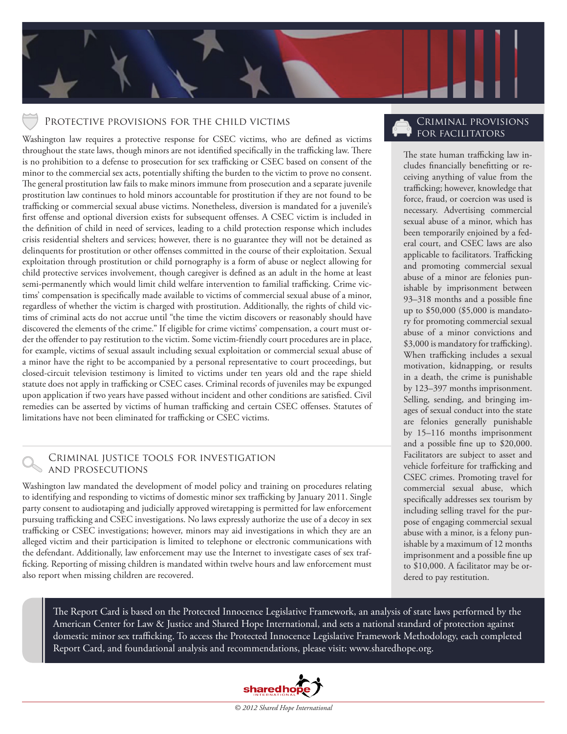## Protective provisions for the child victims

Washington law requires a protective response for CSEC victims, who are defined as victims throughout the state laws, though minors are not identified specifically in the trafficking law. There is no prohibition to a defense to prosecution for sex trafficking or CSEC based on consent of the minor to the commercial sex acts, potentially shifting the burden to the victim to prove no consent. The general prostitution law fails to make minors immune from prosecution and a separate juvenile prostitution law continues to hold minors accountable for prostitution if they are not found to be trafficking or commercial sexual abuse victims. Nonetheless, diversion is mandated for a juvenile's first offense and optional diversion exists for subsequent offenses. A CSEC victim is included in the definition of child in need of services, leading to a child protection response which includes crisis residential shelters and services; however, there is no guarantee they will not be detained as delinquents for prostitution or other offenses committed in the course of their exploitation. Sexual exploitation through prostitution or child pornography is a form of abuse or neglect allowing for child protective services involvement, though caregiver is defined as an adult in the home at least semi-permanently which would limit child welfare intervention to familial trafficking. Crime victims' compensation is specifically made available to victims of commercial sexual abuse of a minor, regardless of whether the victim is charged with prostitution. Additionally, the rights of child victims of criminal acts do not accrue until "the time the victim discovers or reasonably should have discovered the elements of the crime." If eligible for crime victims' compensation, a court must order the offender to pay restitution to the victim. Some victim-friendly court procedures are in place, for example, victims of sexual assault including sexual exploitation or commercial sexual abuse of a minor have the right to be accompanied by a personal representative to court proceedings, but closed-circuit television testimony is limited to victims under ten years old and the rape shield statute does not apply in trafficking or CSEC cases. Criminal records of juveniles may be expunged upon application if two years have passed without incident and other conditions are satisfied. Civil remedies can be asserted by victims of human trafficking and certain CSEC offenses. Statutes of limitations have not been eliminated for trafficking or CSEC victims.

## Criminal justice tools for investigation and prosecutions

Washington law mandated the development of model policy and training on procedures relating to identifying and responding to victims of domestic minor sex trafficking by January 2011. Single party consent to audiotaping and judicially approved wiretapping is permitted for law enforcement pursuing trafficking and CSEC investigations. No laws expressly authorize the use of a decoy in sex trafficking or CSEC investigations; however, minors may aid investigations in which they are an alleged victim and their participation is limited to telephone or electronic communications with the defendant. Additionally, law enforcement may use the Internet to investigate cases of sex trafficking. Reporting of missing children is mandated within twelve hours and law enforcement must also report when missing children are recovered.

## Criminal provisions for facilitators

The state human trafficking law includes financially benefitting or receiving anything of value from the trafficking; however, knowledge that force, fraud, or coercion was used is necessary. Advertising commercial sexual abuse of a minor, which has been temporarily enjoined by a federal court, and CSEC laws are also applicable to facilitators. Trafficking and promoting commercial sexual abuse of a minor are felonies punishable by imprisonment between 93–318 months and a possible fine up to $50,000 ($5,000 is mandatory for promoting commercial sexual abuse of a minor convictions and $3,000 is mandatory for trafficking). When trafficking includes a sexual motivation, kidnapping, or results in a death, the crime is punishable by 123–397 months imprisonment. Selling, sending, and bringing images of sexual conduct into the state are felonies generally punishable by 15–116 months imprisonment and a possible fine up to $20,000. Facilitators are subject to asset and vehicle forfeiture for trafficking and CSEC crimes. Promoting travel for commercial sexual abuse, which specifically addresses sex tourism by including selling travel for the purpose of engaging commercial sexual abuse with a minor, is a felony punishable by a maximum of 12 months imprisonment and a possible fine up to $10,000. A facilitator may be ordered to pay restitution.

The Report Card is based on the Protected Innocence Legislative Framework, an analysis of state laws performed by the American Center for Law & Justice and Shared Hope International, and sets a national standard of protection against domestic minor sex trafficking. To access the Protected Innocence Legislative Framework Methodology, each completed Report Card, and foundational analysis and recommendations, please visit: www.sharedhope.org.

shared hope INTERNATIONAL

*© 2012 Shared Hope International*